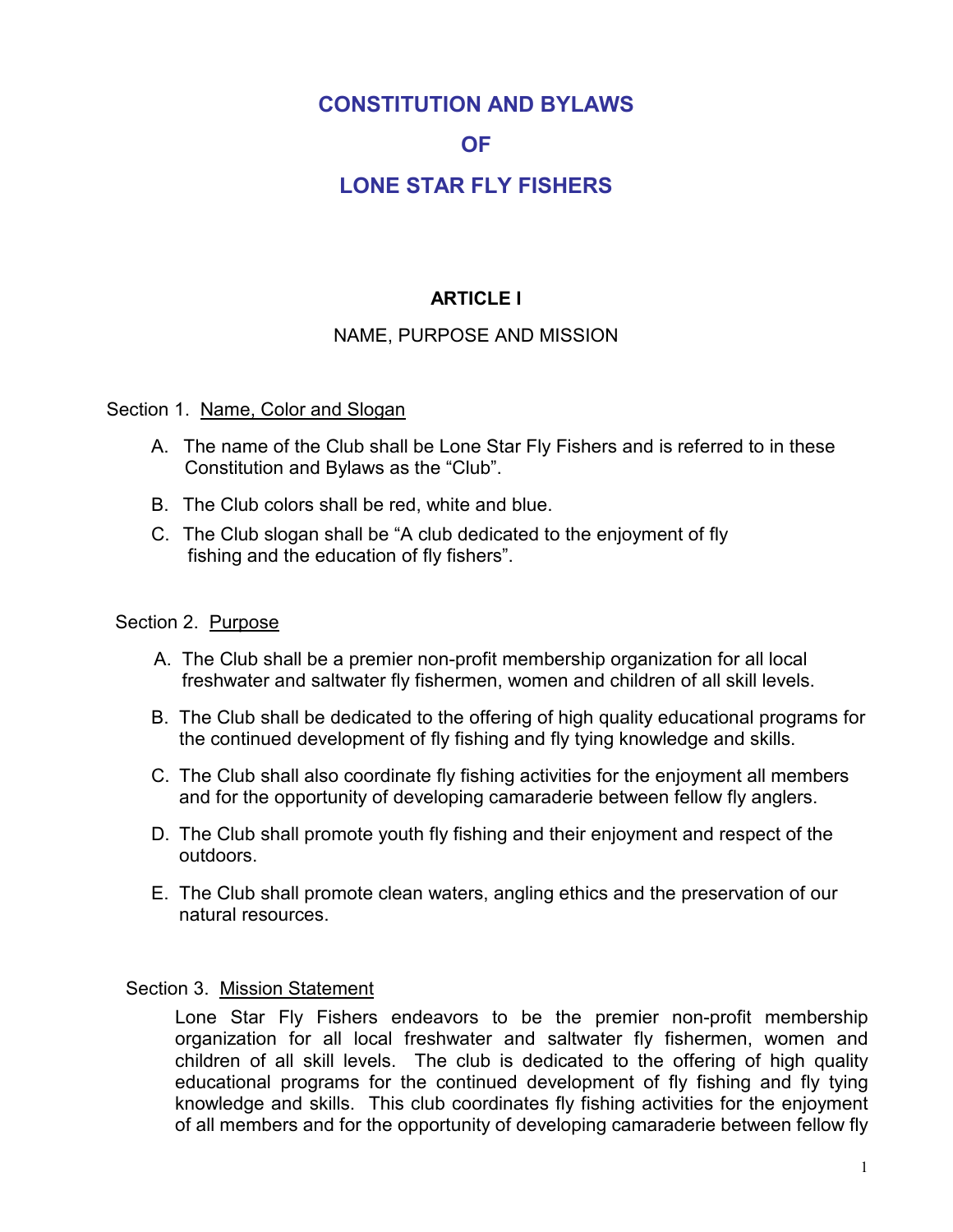# CONSTITUTION AND BYLAWS

# OF

# LONE STAR FLY FISHERS

## ARTICLE I

### NAME, PURPOSE AND MISSION

Section 1. Name, Color and Slogan

A. The name of the Club shall be Lone Star Fly Fishers and is referred to in these Constitution and Bylaws as the "Club".

B. The Club colors shall be red, white and blue.

C. The Club slogan shall be "A club dedicated to the enjoyment of fly fishing and the education of fly fishers".

Section 2. Purpose

A. The Club shall be a premier non-profit membership organization for all local freshwater and saltwater fly fishermen, women and children of all skill levels.

B. The Club shall be dedicated to the offering of high quality educational programs for the continued development of fly fishing and fly tying knowledge and skills.

C. The Club shall also coordinate fly fishing activities for the enjoyment all members and for the opportunity of developing camaraderie between fellow fly anglers.

D. The Club shall promote youth fly fishing and their enjoyment and respect of the outdoors.

E. The Club shall promote clean waters, angling ethics and the preservation of our natural resources.

Section 3. Mission Statement

Lone Star Fly Fishers endeavors to be the premier non-profit membership organization for all local freshwater and saltwater fly fishermen, women and children of all skill levels. The club is dedicated to the offering of high quality educational programs for the continued development of fly fishing and fly tying knowledge and skills. This club coordinates fly fishing activities for the enjoyment of all members and for the opportunity of developing camaraderie between fellow fly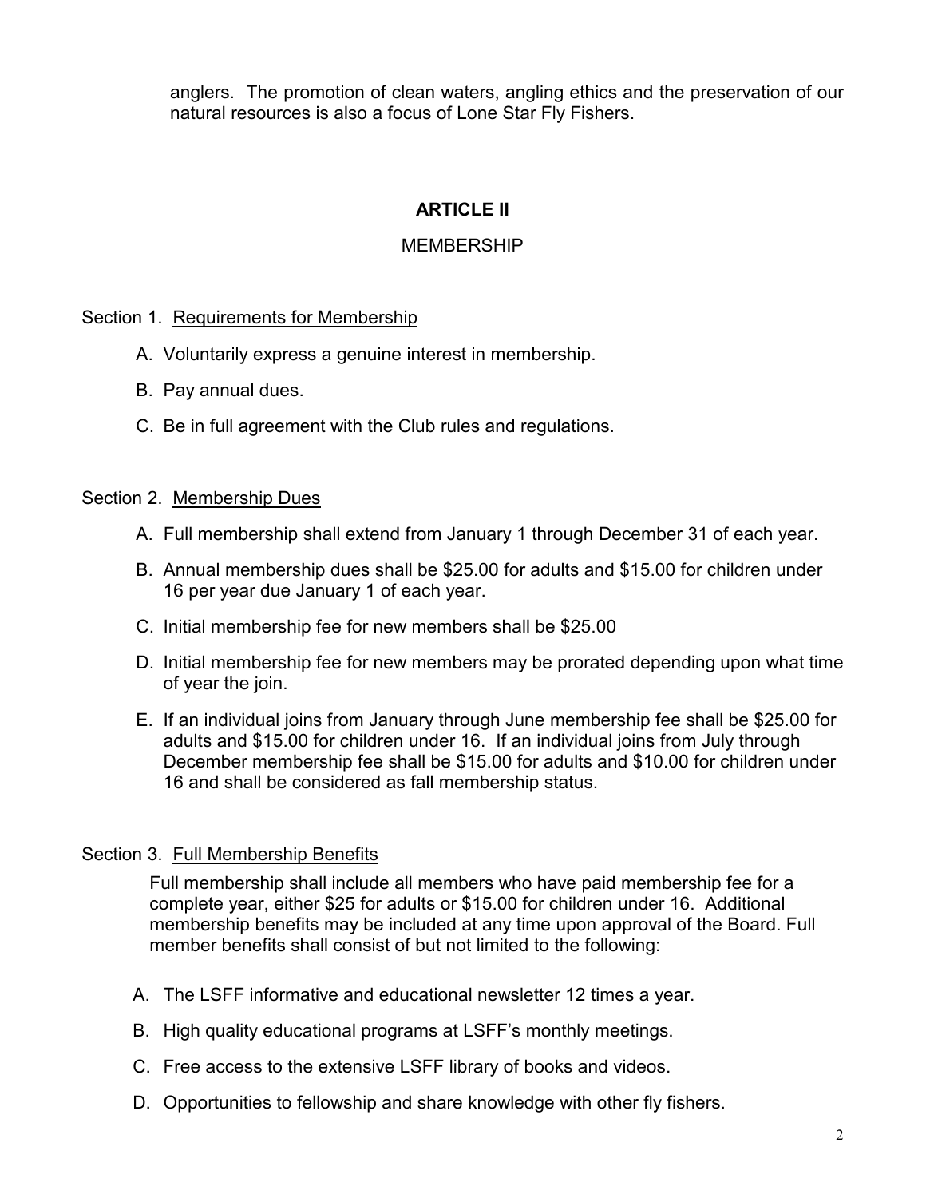anglers. The promotion of clean waters, angling ethics and the preservation of our natural resources is also a focus of Lone Star Fly Fishers.

## ARTICLE II

MEMBERSHIP

Section 1. Requirements for Membership

A. Voluntarily express a genuine interest in membership.

B. Pay annual dues.

C. Be in full agreement with the Club rules and regulations.

Section 2. Membership Dues

A. Full membership shall extend from January 1 through December 31 of each year.

B. Annual membership dues shall be $25.00 for adults and $15.00 for children under 16 per year due January 1 of each year.

C. Initial membership fee for new members shall be $25.00

D. Initial membership fee for new members may be prorated depending upon what time of year the join.

E. If an individual joins from January through June membership fee shall be $25.00 for adults and $15.00 for children under 16. If an individual joins from July through December membership fee shall be $15.00 for adults and $10.00 for children under 16 and shall be considered as fall membership status.

Section 3. Full Membership Benefits

Full membership shall include all members who have paid membership fee for a complete year, either $25 for adults or $15.00 for children under 16. Additional membership benefits may be included at any time upon approval of the Board. Full member benefits shall consist of but not limited to the following:

A. The LSFF informative and educational newsletter 12 times a year.

B. High quality educational programs at LSFF's monthly meetings.

C. Free access to the extensive LSFF library of books and videos.

D. Opportunities to fellowship and share knowledge with other fly fishers.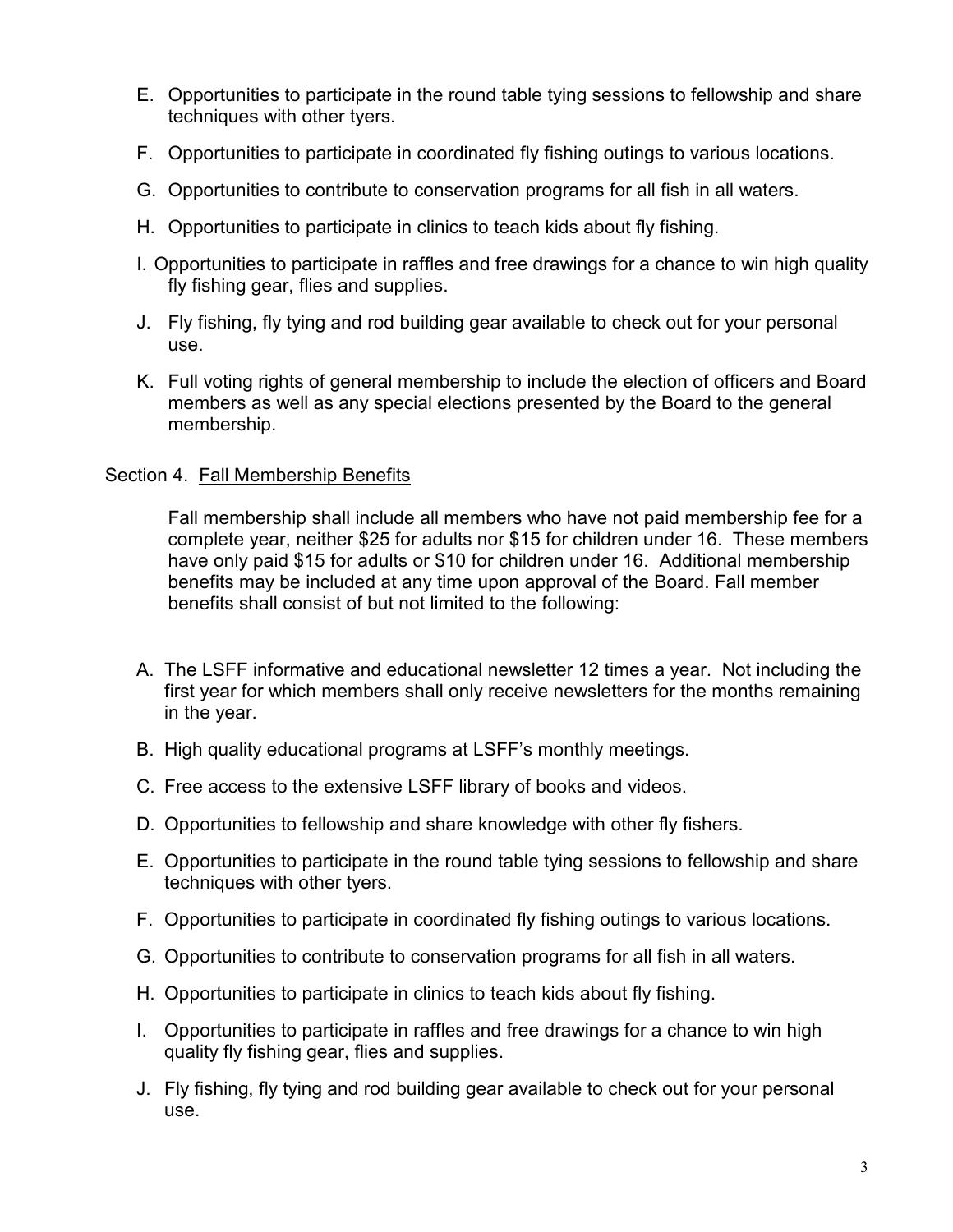E. Opportunities to participate in the round table tying sessions to fellowship and share techniques with other tyers.

F. Opportunities to participate in coordinated fly fishing outings to various locations.

G. Opportunities to contribute to conservation programs for all fish in all waters.

H. Opportunities to participate in clinics to teach kids about fly fishing.

I. Opportunities to participate in raffles and free drawings for a chance to win high quality fly fishing gear, flies and supplies.

J. Fly fishing, fly tying and rod building gear available to check out for your personal use.

K. Full voting rights of general membership to include the election of officers and Board members as well as any special elections presented by the Board to the general membership.

Section 4. <u>Fall Membership Benefits</u>

Fall membership shall include all members who have not paid membership fee for a complete year, neither $25 for adults nor $15 for children under 16. These members have only paid $15 for adults or $10 for children under 16. Additional membership benefits may be included at any time upon approval of the Board. Fall member benefits shall consist of but not limited to the following:

A. The LSFF informative and educational newsletter 12 times a year. Not including the first year for which members shall only receive newsletters for the months remaining in the year.

B. High quality educational programs at LSFF's monthly meetings.

C. Free access to the extensive LSFF library of books and videos.

D. Opportunities to fellowship and share knowledge with other fly fishers.

E. Opportunities to participate in the round table tying sessions to fellowship and share techniques with other tyers.

F. Opportunities to participate in coordinated fly fishing outings to various locations.

G. Opportunities to contribute to conservation programs for all fish in all waters.

H. Opportunities to participate in clinics to teach kids about fly fishing.

I. Opportunities to participate in raffles and free drawings for a chance to win high quality fly fishing gear, flies and supplies.

J. Fly fishing, fly tying and rod building gear available to check out for your personal use.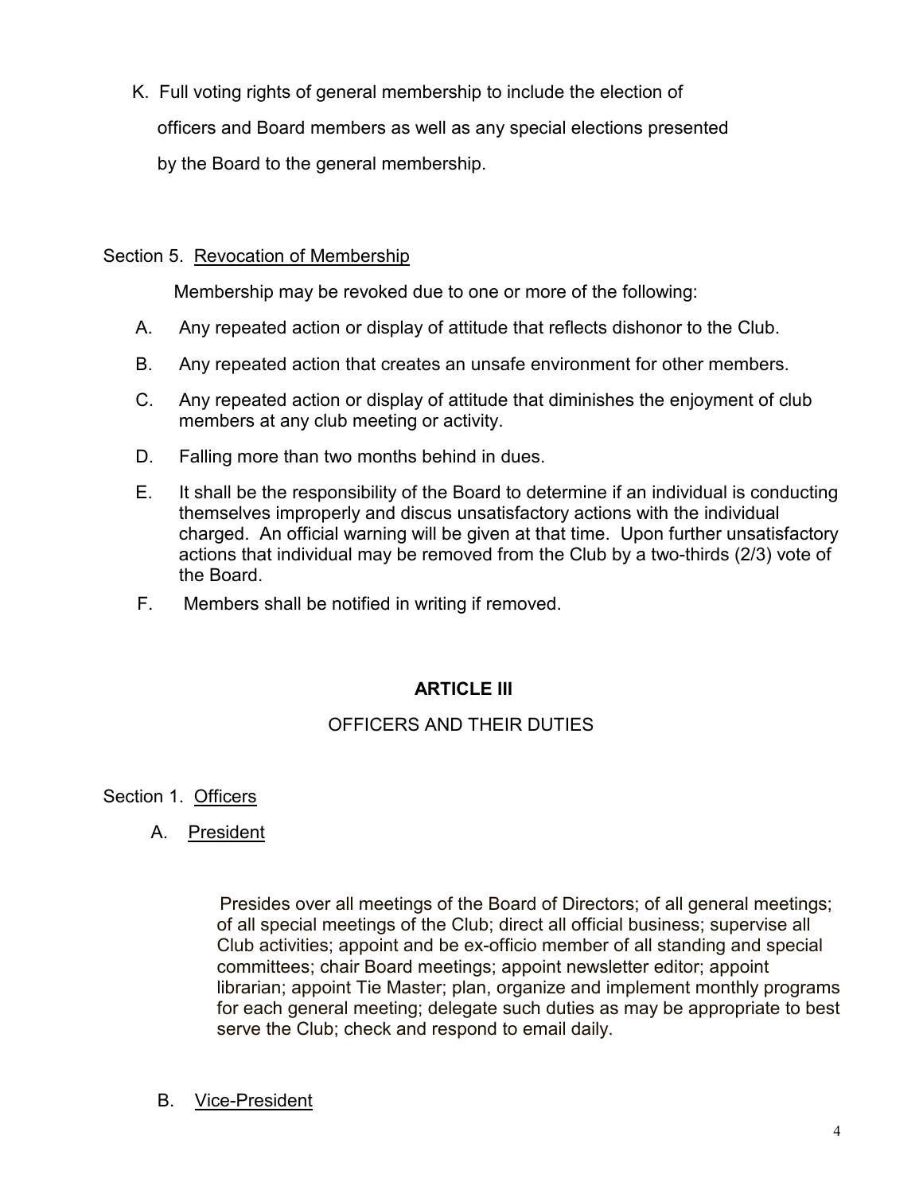K. Full voting rights of general membership to include the election of officers and Board members as well as any special elections presented by the Board to the general membership.

Section 5. Revocation of Membership

Membership may be revoked due to one or more of the following:

A. Any repeated action or display of attitude that reflects dishonor to the Club.

B. Any repeated action that creates an unsafe environment for other members.

C. Any repeated action or display of attitude that diminishes the enjoyment of club members at any club meeting or activity.

D. Falling more than two months behind in dues.

E. It shall be the responsibility of the Board to determine if an individual is conducting themselves improperly and discus unsatisfactory actions with the individual charged. An official warning will be given at that time. Upon further unsatisfactory actions that individual may be removed from the Club by a two-thirds (2/3) vote of the Board.

F. Members shall be notified in writing if removed.

## ARTICLE III

## OFFICERS AND THEIR DUTIES

Section 1. Officers

A. President

Presides over all meetings of the Board of Directors; of all general meetings; of all special meetings of the Club; direct all official business; supervise all Club activities; appoint and be ex-officio member of all standing and special committees; chair Board meetings; appoint newsletter editor; appoint librarian; appoint Tie Master; plan, organize and implement monthly programs for each general meeting; delegate such duties as may be appropriate to best serve the Club; check and respond to email daily.

B. Vice-President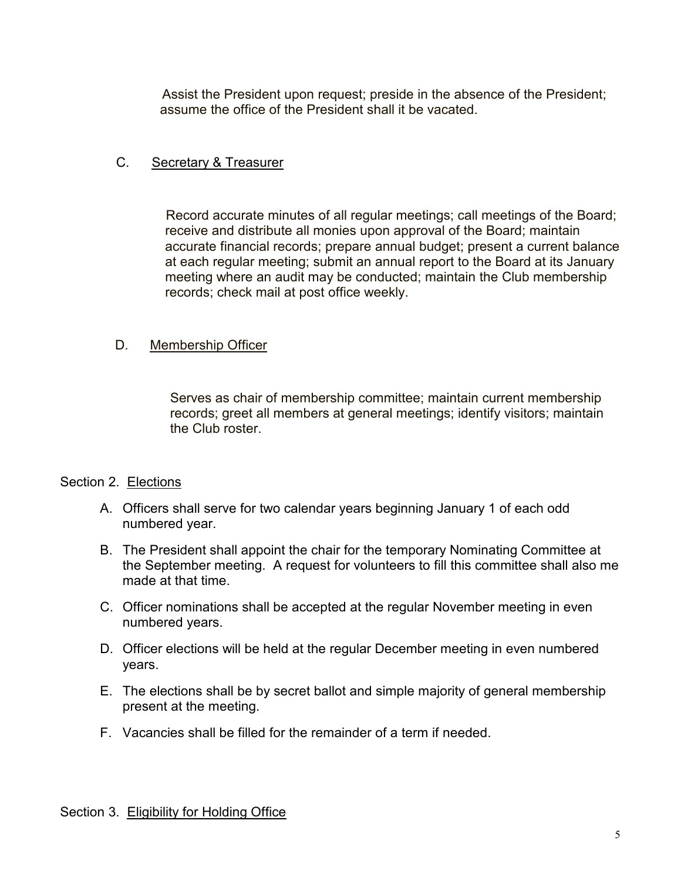Assist the President upon request; preside in the absence of the President; assume the office of the President shall it be vacated.

C. Secretary & Treasurer

Record accurate minutes of all regular meetings; call meetings of the Board; receive and distribute all monies upon approval of the Board; maintain accurate financial records; prepare annual budget; present a current balance at each regular meeting; submit an annual report to the Board at its January meeting where an audit may be conducted; maintain the Club membership records; check mail at post office weekly.

D. Membership Officer

Serves as chair of membership committee; maintain current membership records; greet all members at general meetings; identify visitors; maintain the Club roster.

Section 2. Elections

A. Officers shall serve for two calendar years beginning January 1 of each odd numbered year.

B. The President shall appoint the chair for the temporary Nominating Committee at the September meeting. A request for volunteers to fill this committee shall also me made at that time.

C. Officer nominations shall be accepted at the regular November meeting in even numbered years.

D. Officer elections will be held at the regular December meeting in even numbered years.

E. The elections shall be by secret ballot and simple majority of general membership present at the meeting.

F. Vacancies shall be filled for the remainder of a term if needed.

Section 3. Eligibility for Holding Office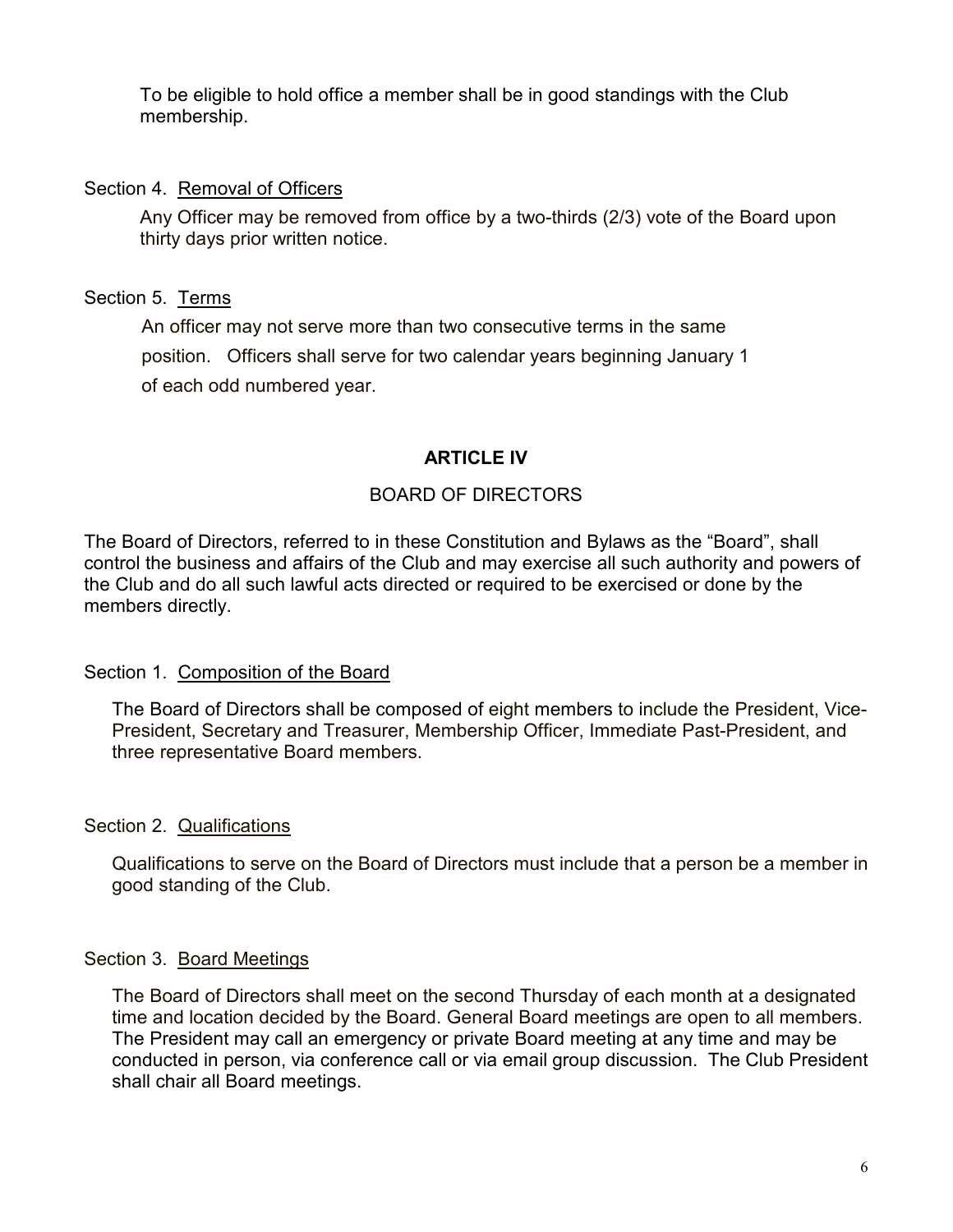To be eligible to hold office a member shall be in good standings with the Club membership.

Section 4. Removal of Officers

Any Officer may be removed from office by a two-thirds (2/3) vote of the Board upon thirty days prior written notice.

Section 5. Terms

An officer may not serve more than two consecutive terms in the same position. Officers shall serve for two calendar years beginning January 1 of each odd numbered year.

## ARTICLE IV

### BOARD OF DIRECTORS

The Board of Directors, referred to in these Constitution and Bylaws as the "Board", shall control the business and affairs of the Club and may exercise all such authority and powers of the Club and do all such lawful acts directed or required to be exercised or done by the members directly.

Section 1. Composition of the Board

The Board of Directors shall be composed of eight members to include the President, Vice-President, Secretary and Treasurer, Membership Officer, Immediate Past-President, and three representative Board members.

Section 2. Qualifications

Qualifications to serve on the Board of Directors must include that a person be a member in good standing of the Club.

Section 3. Board Meetings

The Board of Directors shall meet on the second Thursday of each month at a designated time and location decided by the Board. General Board meetings are open to all members. The President may call an emergency or private Board meeting at any time and may be conducted in person, via conference call or via email group discussion. The Club President shall chair all Board meetings.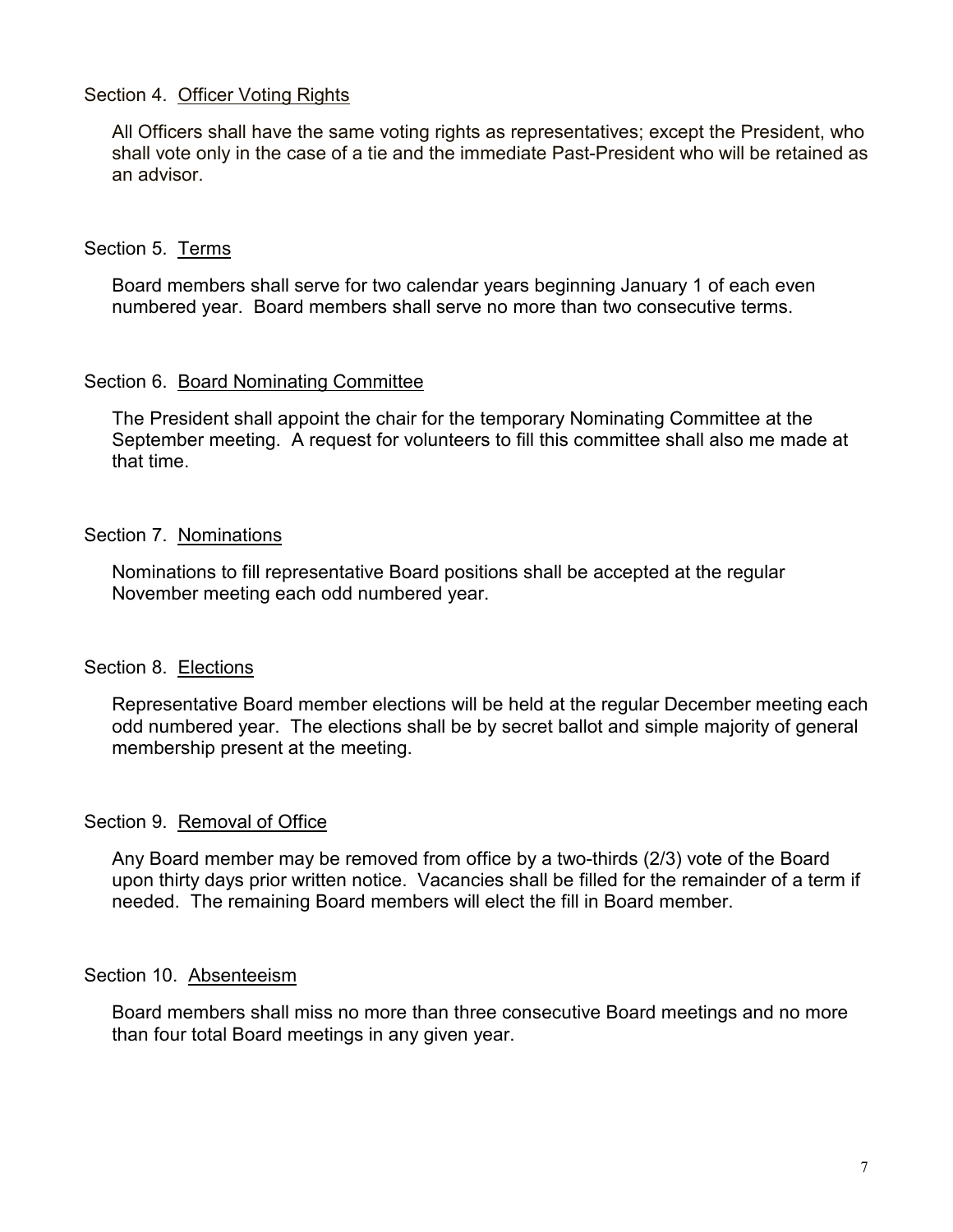Section 4. Officer Voting Rights

All Officers shall have the same voting rights as representatives; except the President, who shall vote only in the case of a tie and the immediate Past-President who will be retained as an advisor.

Section 5. Terms

Board members shall serve for two calendar years beginning January 1 of each even numbered year. Board members shall serve no more than two consecutive terms.

Section 6. Board Nominating Committee

The President shall appoint the chair for the temporary Nominating Committee at the September meeting. A request for volunteers to fill this committee shall also me made at that time.

Section 7. Nominations

Nominations to fill representative Board positions shall be accepted at the regular November meeting each odd numbered year.

Section 8. Elections

Representative Board member elections will be held at the regular December meeting each odd numbered year. The elections shall be by secret ballot and simple majority of general membership present at the meeting.

Section 9. Removal of Office

Any Board member may be removed from office by a two-thirds (2/3) vote of the Board upon thirty days prior written notice. Vacancies shall be filled for the remainder of a term if needed. The remaining Board members will elect the fill in Board member.

Section 10. Absenteeism

Board members shall miss no more than three consecutive Board meetings and no more than four total Board meetings in any given year.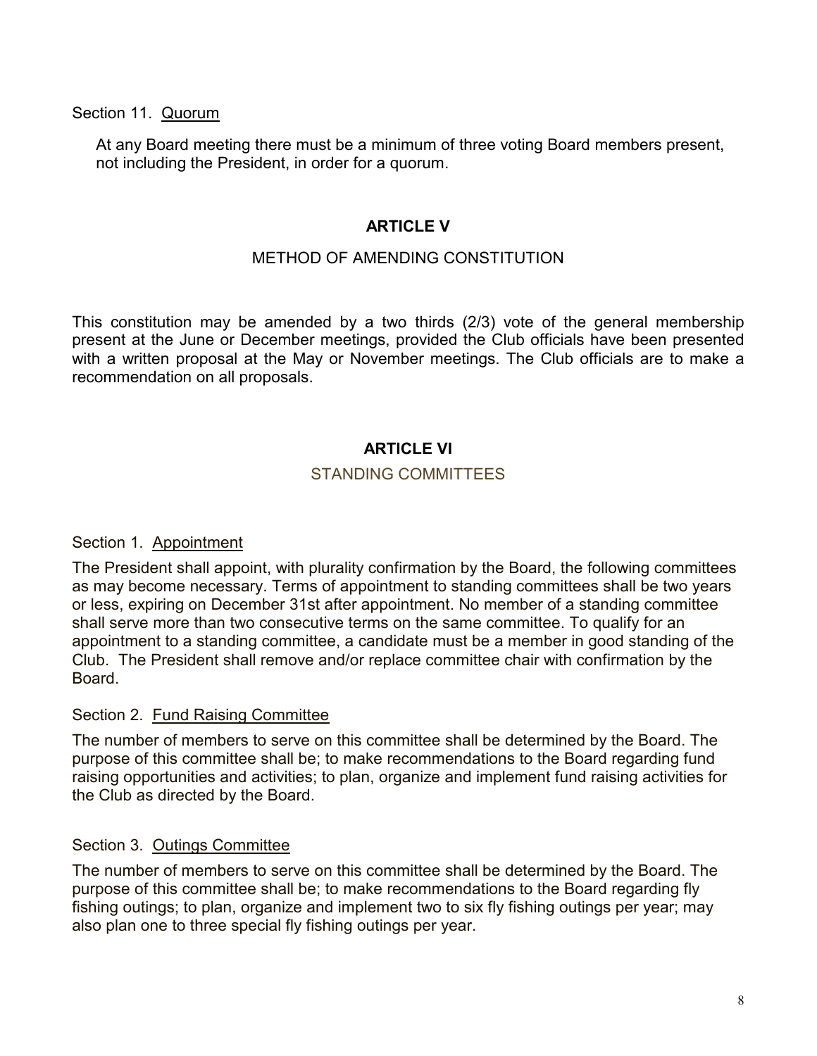Section 11. Quorum

At any Board meeting there must be a minimum of three voting Board members present, not including the President, in order for a quorum.

## ARTICLE V

### METHOD OF AMENDING CONSTITUTION

This constitution may be amended by a two thirds (2/3) vote of the general membership present at the June or December meetings, provided the Club officials have been presented with a written proposal at the May or November meetings. The Club officials are to make a recommendation on all proposals.

## ARTICLE VI

### STANDING COMMITTEES

Section 1. Appointment

The President shall appoint, with plurality confirmation by the Board, the following committees as may become necessary. Terms of appointment to standing committees shall be two years or less, expiring on December 31st after appointment. No member of a standing committee shall serve more than two consecutive terms on the same committee. To qualify for an appointment to a standing committee, a candidate must be a member in good standing of the Club. The President shall remove and/or replace committee chair with confirmation by the Board.

Section 2. Fund Raising Committee

The number of members to serve on this committee shall be determined by the Board. The purpose of this committee shall be; to make recommendations to the Board regarding fund raising opportunities and activities; to plan, organize and implement fund raising activities for the Club as directed by the Board.

Section 3. Outings Committee

The number of members to serve on this committee shall be determined by the Board. The purpose of this committee shall be; to make recommendations to the Board regarding fly fishing outings; to plan, organize and implement two to six fly fishing outings per year; may also plan one to three special fly fishing outings per year.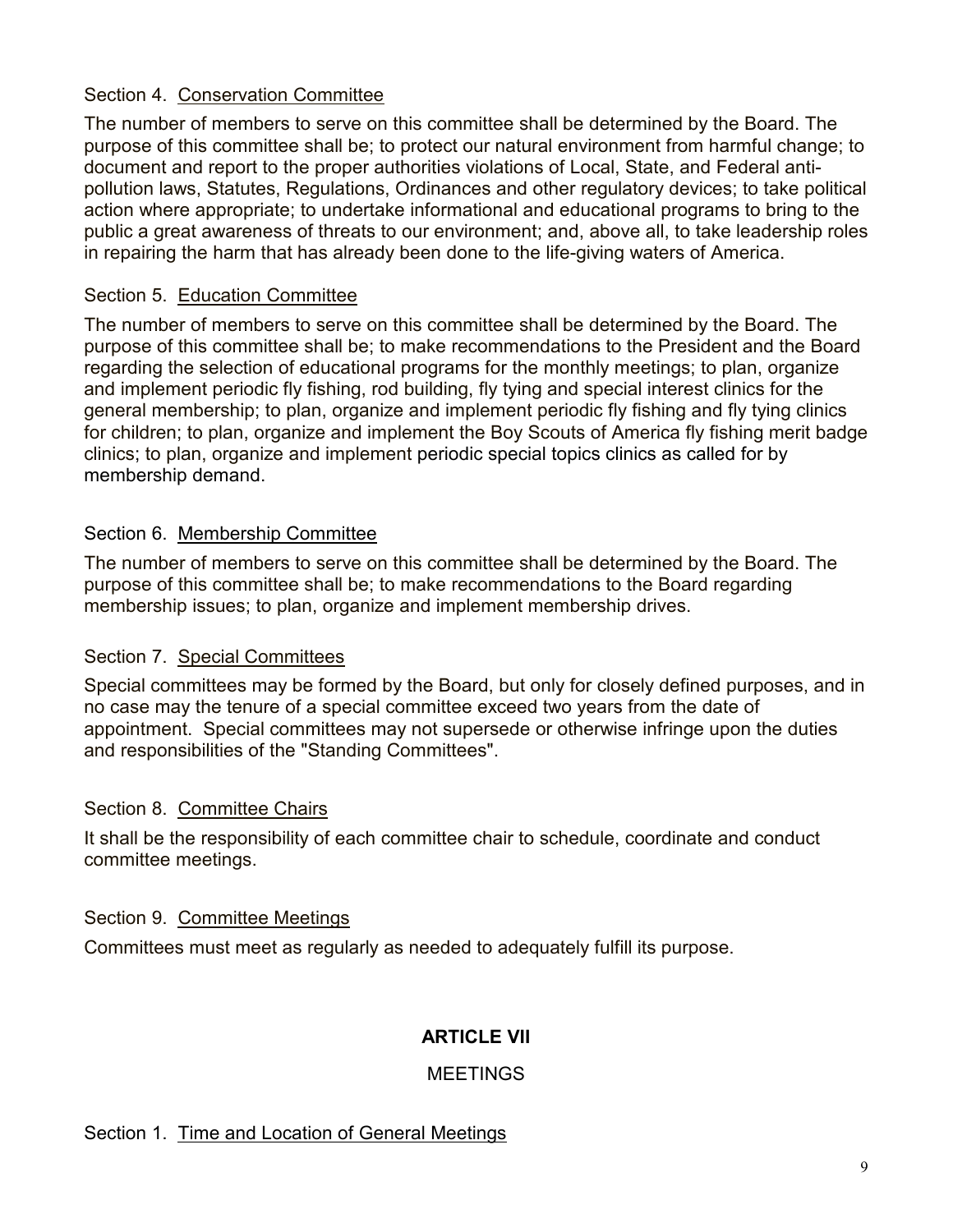Section 4. Conservation Committee

The number of members to serve on this committee shall be determined by the Board. The purpose of this committee shall be; to protect our natural environment from harmful change; to document and report to the proper authorities violations of Local, State, and Federal anti-pollution laws, Statutes, Regulations, Ordinances and other regulatory devices; to take political action where appropriate; to undertake informational and educational programs to bring to the public a great awareness of threats to our environment; and, above all, to take leadership roles in repairing the harm that has already been done to the life-giving waters of America.

Section 5. Education Committee

The number of members to serve on this committee shall be determined by the Board. The purpose of this committee shall be; to make recommendations to the President and the Board regarding the selection of educational programs for the monthly meetings; to plan, organize and implement periodic fly fishing, rod building, fly tying and special interest clinics for the general membership; to plan, organize and implement periodic fly fishing and fly tying clinics for children; to plan, organize and implement the Boy Scouts of America fly fishing merit badge clinics; to plan, organize and implement periodic special topics clinics as called for by membership demand.

Section 6. Membership Committee

The number of members to serve on this committee shall be determined by the Board. The purpose of this committee shall be; to make recommendations to the Board regarding membership issues; to plan, organize and implement membership drives.

Section 7. Special Committees

Special committees may be formed by the Board, but only for closely defined purposes, and in no case may the tenure of a special committee exceed two years from the date of appointment. Special committees may not supersede or otherwise infringe upon the duties and responsibilities of the "Standing Committees".

Section 8. Committee Chairs

It shall be the responsibility of each committee chair to schedule, coordinate and conduct committee meetings.

Section 9. Committee Meetings

Committees must meet as regularly as needed to adequately fulfill its purpose.

## ARTICLE VII

MEETINGS

Section 1. Time and Location of General Meetings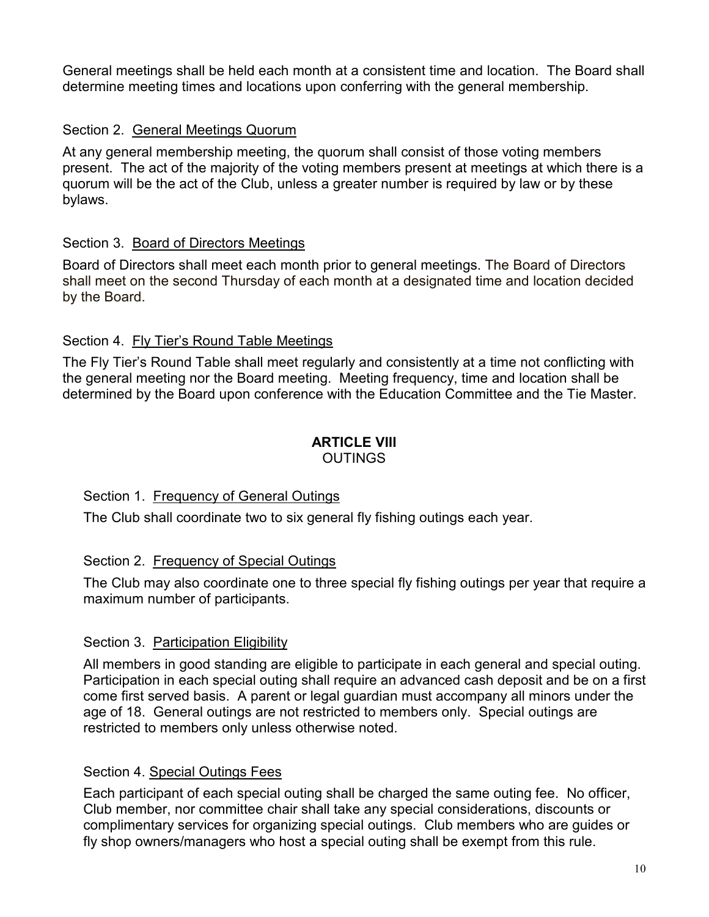General meetings shall be held each month at a consistent time and location. The Board shall determine meeting times and locations upon conferring with the general membership.

Section 2. General Meetings Quorum

At any general membership meeting, the quorum shall consist of those voting members present. The act of the majority of the voting members present at meetings at which there is a quorum will be the act of the Club, unless a greater number is required by law or by these bylaws.

Section 3. Board of Directors Meetings

Board of Directors shall meet each month prior to general meetings. The Board of Directors shall meet on the second Thursday of each month at a designated time and location decided by the Board.

Section 4. Fly Tier's Round Table Meetings

The Fly Tier's Round Table shall meet regularly and consistently at a time not conflicting with the general meeting nor the Board meeting. Meeting frequency, time and location shall be determined by the Board upon conference with the Education Committee and the Tie Master.

## ARTICLE VIII
OUTINGS

Section 1. Frequency of General Outings

The Club shall coordinate two to six general fly fishing outings each year.

Section 2. Frequency of Special Outings

The Club may also coordinate one to three special fly fishing outings per year that require a maximum number of participants.

Section 3. Participation Eligibility

All members in good standing are eligible to participate in each general and special outing. Participation in each special outing shall require an advanced cash deposit and be on a first come first served basis. A parent or legal guardian must accompany all minors under the age of 18. General outings are not restricted to members only. Special outings are restricted to members only unless otherwise noted.

Section 4. Special Outings Fees

Each participant of each special outing shall be charged the same outing fee. No officer, Club member, nor committee chair shall take any special considerations, discounts or complimentary services for organizing special outings. Club members who are guides or fly shop owners/managers who host a special outing shall be exempt from this rule.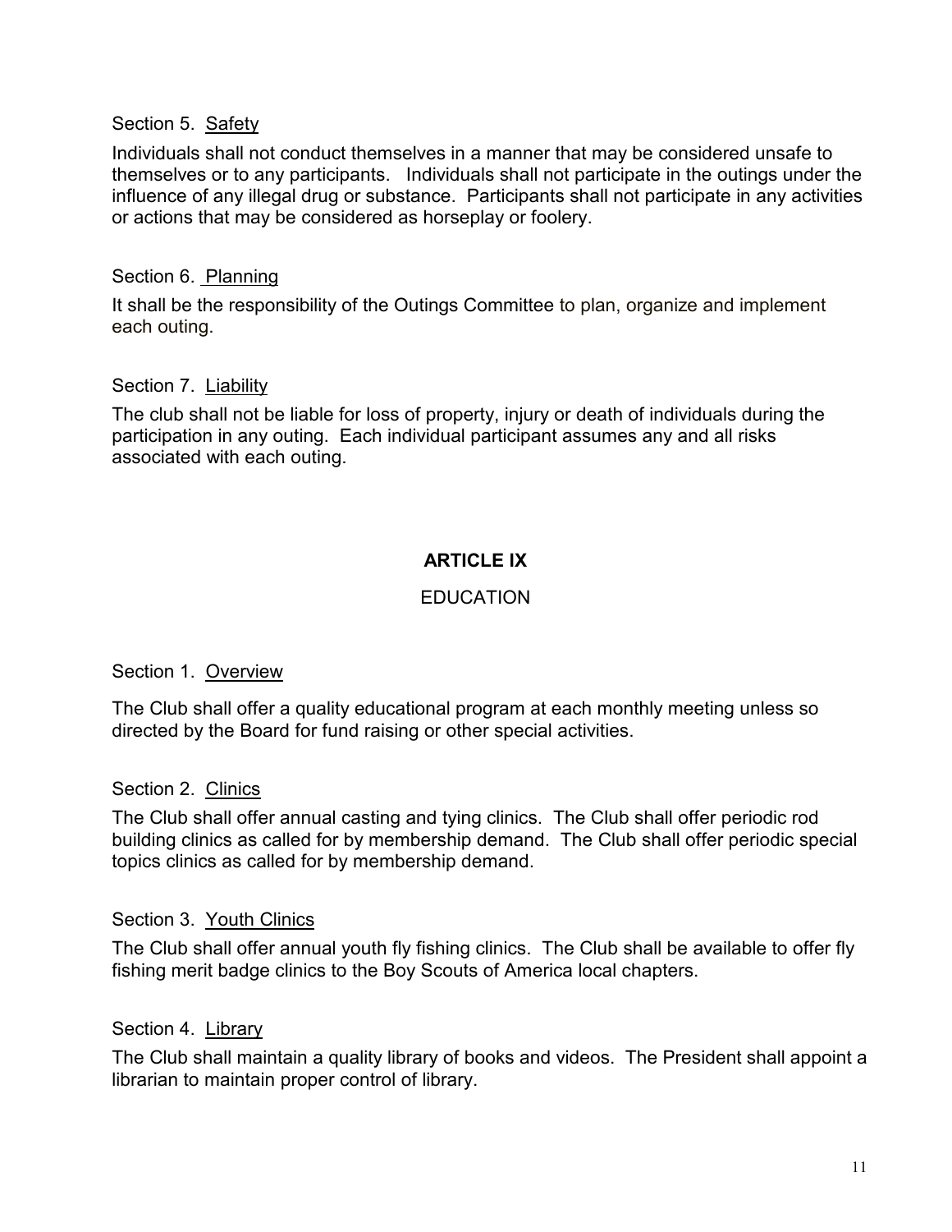Section 5. <u>Safety</u>

Individuals shall not conduct themselves in a manner that may be considered unsafe to themselves or to any participants. Individuals shall not participate in the outings under the influence of any illegal drug or substance. Participants shall not participate in any activities or actions that may be considered as horseplay or foolery.

Section 6. <u>Planning</u>

It shall be the responsibility of the Outings Committee to plan, organize and implement each outing.

Section 7. <u>Liability</u>

The club shall not be liable for loss of property, injury or death of individuals during the participation in any outing. Each individual participant assumes any and all risks associated with each outing.

## ARTICLE IX

### EDUCATION

Section 1. <u>Overview</u>

The Club shall offer a quality educational program at each monthly meeting unless so directed by the Board for fund raising or other special activities.

Section 2. <u>Clinics</u>

The Club shall offer annual casting and tying clinics. The Club shall offer periodic rod building clinics as called for by membership demand. The Club shall offer periodic special topics clinics as called for by membership demand.

Section 3. <u>Youth Clinics</u>

The Club shall offer annual youth fly fishing clinics. The Club shall be available to offer fly fishing merit badge clinics to the Boy Scouts of America local chapters.

Section 4. <u>Library</u>

The Club shall maintain a quality library of books and videos. The President shall appoint a librarian to maintain proper control of library.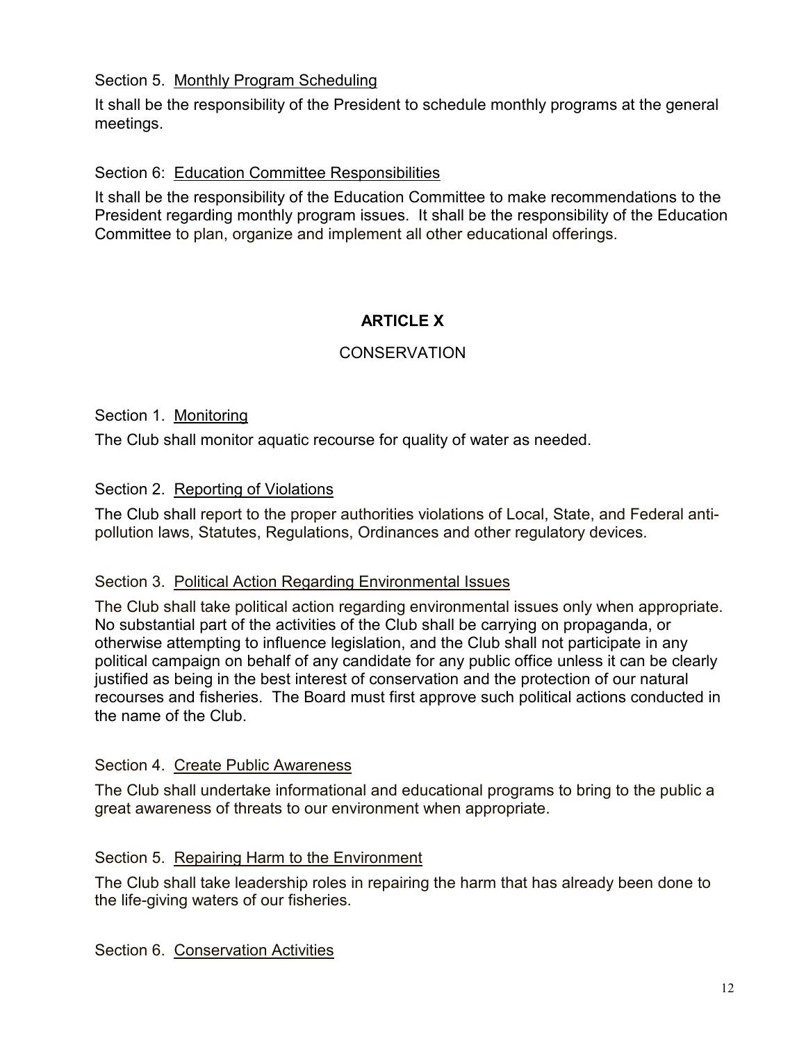Section 5. Monthly Program Scheduling

It shall be the responsibility of the President to schedule monthly programs at the general meetings.

Section 6: Education Committee Responsibilities

It shall be the responsibility of the Education Committee to make recommendations to the President regarding monthly program issues. It shall be the responsibility of the Education Committee to plan, organize and implement all other educational offerings.

## ARTICLE X

### CONSERVATION

Section 1. Monitoring

The Club shall monitor aquatic recourse for quality of water as needed.

Section 2. Reporting of Violations

The Club shall report to the proper authorities violations of Local, State, and Federal anti-pollution laws, Statutes, Regulations, Ordinances and other regulatory devices.

Section 3. Political Action Regarding Environmental Issues

The Club shall take political action regarding environmental issues only when appropriate. No substantial part of the activities of the Club shall be carrying on propaganda, or otherwise attempting to influence legislation, and the Club shall not participate in any political campaign on behalf of any candidate for any public office unless it can be clearly justified as being in the best interest of conservation and the protection of our natural recourses and fisheries. The Board must first approve such political actions conducted in the name of the Club.

Section 4. Create Public Awareness

The Club shall undertake informational and educational programs to bring to the public a great awareness of threats to our environment when appropriate.

Section 5. Repairing Harm to the Environment

The Club shall take leadership roles in repairing the harm that has already been done to the life-giving waters of our fisheries.

Section 6. Conservation Activities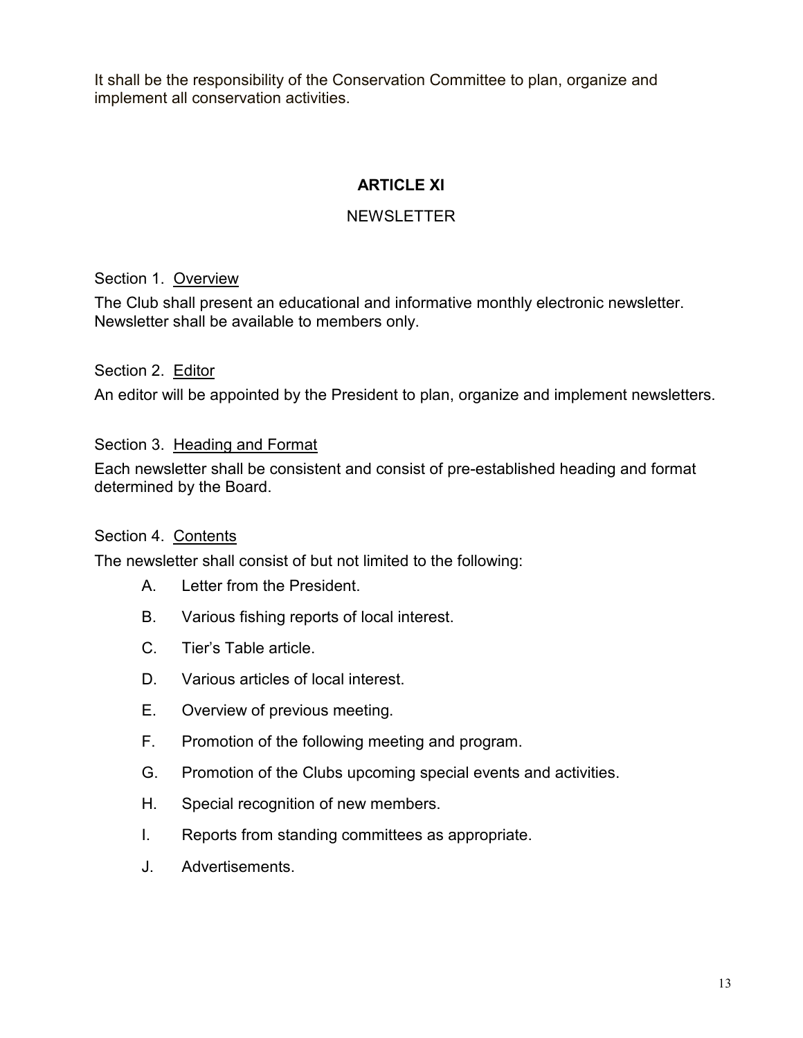It shall be the responsibility of the Conservation Committee to plan, organize and implement all conservation activities.

## ARTICLE XI

### NEWSLETTER

Section 1. <u>Overview</u>

The Club shall present an educational and informative monthly electronic newsletter. Newsletter shall be available to members only.

Section 2. <u>Editor</u>

An editor will be appointed by the President to plan, organize and implement newsletters.

Section 3. <u>Heading and Format</u>

Each newsletter shall be consistent and consist of pre-established heading and format determined by the Board.

Section 4. <u>Contents</u>

The newsletter shall consist of but not limited to the following:

- A. Letter from the President.
- B. Various fishing reports of local interest.
- C. Tier's Table article.
- D. Various articles of local interest.
- E. Overview of previous meeting.
- F. Promotion of the following meeting and program.
- G. Promotion of the Clubs upcoming special events and activities.
- H. Special recognition of new members.
- I. Reports from standing committees as appropriate.
- J. Advertisements.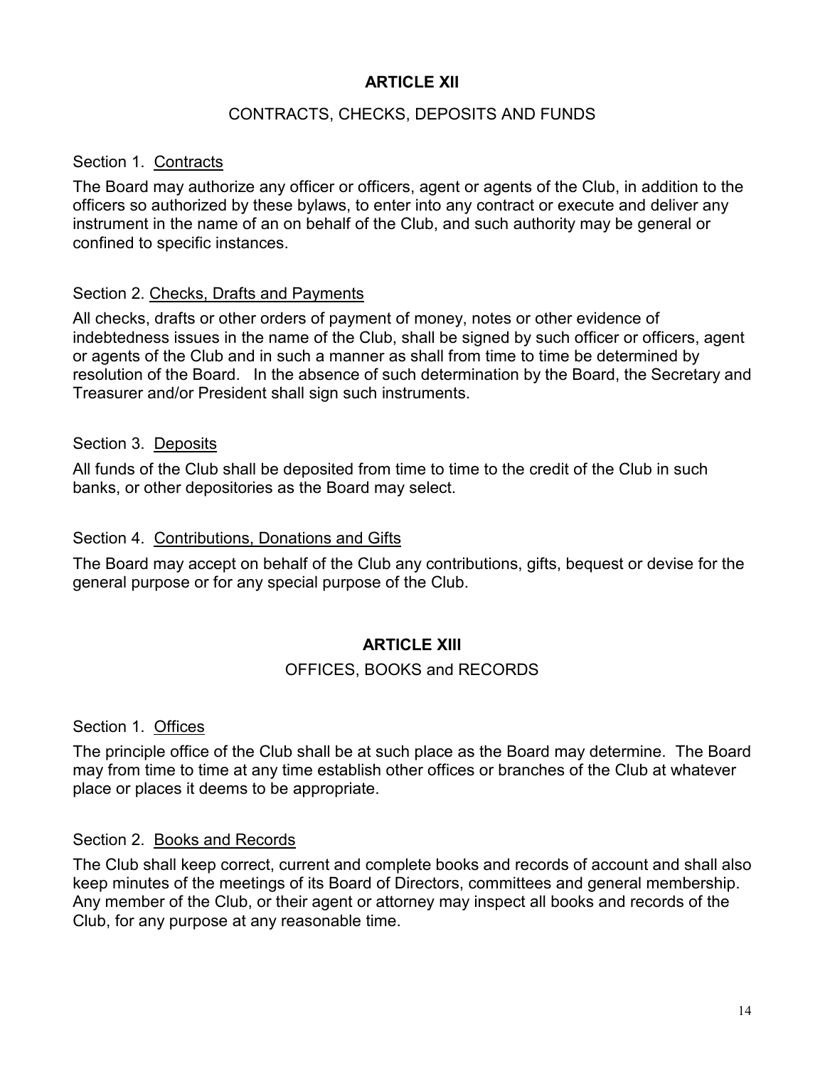## ARTICLE XII

### CONTRACTS, CHECKS, DEPOSITS AND FUNDS

Section 1. <u>Contracts</u>

The Board may authorize any officer or officers, agent or agents of the Club, in addition to the officers so authorized by these bylaws, to enter into any contract or execute and deliver any instrument in the name of an on behalf of the Club, and such authority may be general or confined to specific instances.

Section 2. <u>Checks, Drafts and Payments</u>

All checks, drafts or other orders of payment of money, notes or other evidence of indebtedness issues in the name of the Club, shall be signed by such officer or officers, agent or agents of the Club and in such a manner as shall from time to time be determined by resolution of the Board. In the absence of such determination by the Board, the Secretary and Treasurer and/or President shall sign such instruments.

Section 3. <u>Deposits</u>

All funds of the Club shall be deposited from time to time to the credit of the Club in such banks, or other depositories as the Board may select.

Section 4. <u>Contributions, Donations and Gifts</u>

The Board may accept on behalf of the Club any contributions, gifts, bequest or devise for the general purpose or for any special purpose of the Club.

## ARTICLE XIII

### OFFICES, BOOKS and RECORDS

Section 1. <u>Offices</u>

The principle office of the Club shall be at such place as the Board may determine. The Board may from time to time at any time establish other offices or branches of the Club at whatever place or places it deems to be appropriate.

Section 2. <u>Books and Records</u>

The Club shall keep correct, current and complete books and records of account and shall also keep minutes of the meetings of its Board of Directors, committees and general membership. Any member of the Club, or their agent or attorney may inspect all books and records of the Club, for any purpose at any reasonable time.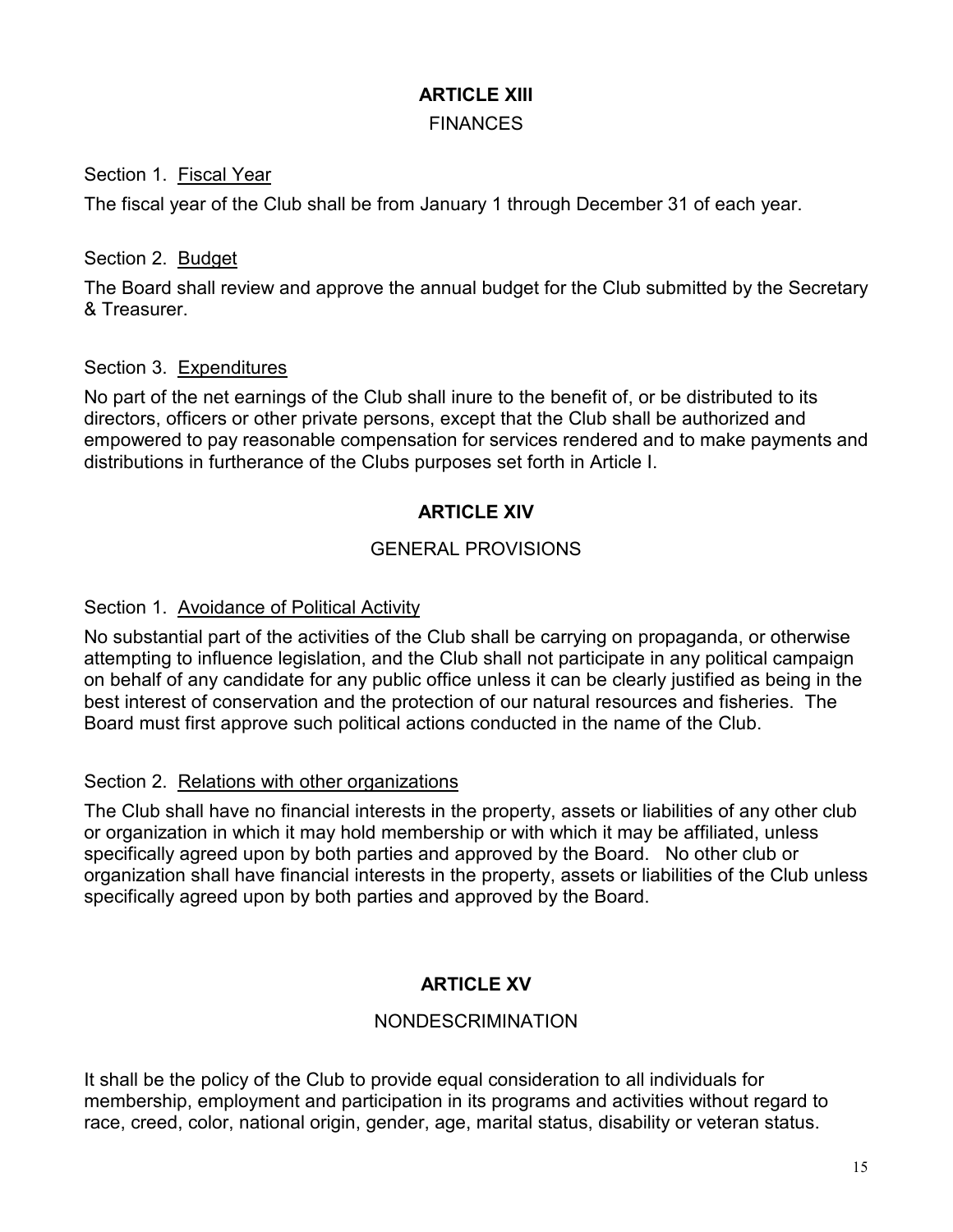## ARTICLE XIII

FINANCES

Section 1. <u>Fiscal Year</u>

The fiscal year of the Club shall be from January 1 through December 31 of each year.

Section 2. <u>Budget</u>

The Board shall review and approve the annual budget for the Club submitted by the Secretary & Treasurer.

Section 3. <u>Expenditures</u>

No part of the net earnings of the Club shall inure to the benefit of, or be distributed to its directors, officers or other private persons, except that the Club shall be authorized and empowered to pay reasonable compensation for services rendered and to make payments and distributions in furtherance of the Clubs purposes set forth in Article I.

## ARTICLE XIV

GENERAL PROVISIONS

Section 1. <u>Avoidance of Political Activity</u>

No substantial part of the activities of the Club shall be carrying on propaganda, or otherwise attempting to influence legislation, and the Club shall not participate in any political campaign on behalf of any candidate for any public office unless it can be clearly justified as being in the best interest of conservation and the protection of our natural resources and fisheries. The Board must first approve such political actions conducted in the name of the Club.

Section 2. <u>Relations with other organizations</u>

The Club shall have no financial interests in the property, assets or liabilities of any other club or organization in which it may hold membership or with which it may be affiliated, unless specifically agreed upon by both parties and approved by the Board. No other club or organization shall have financial interests in the property, assets or liabilities of the Club unless specifically agreed upon by both parties and approved by the Board.

## ARTICLE XV

NONDESCRIMINATION

It shall be the policy of the Club to provide equal consideration to all individuals for membership, employment and participation in its programs and activities without regard to race, creed, color, national origin, gender, age, marital status, disability or veteran status.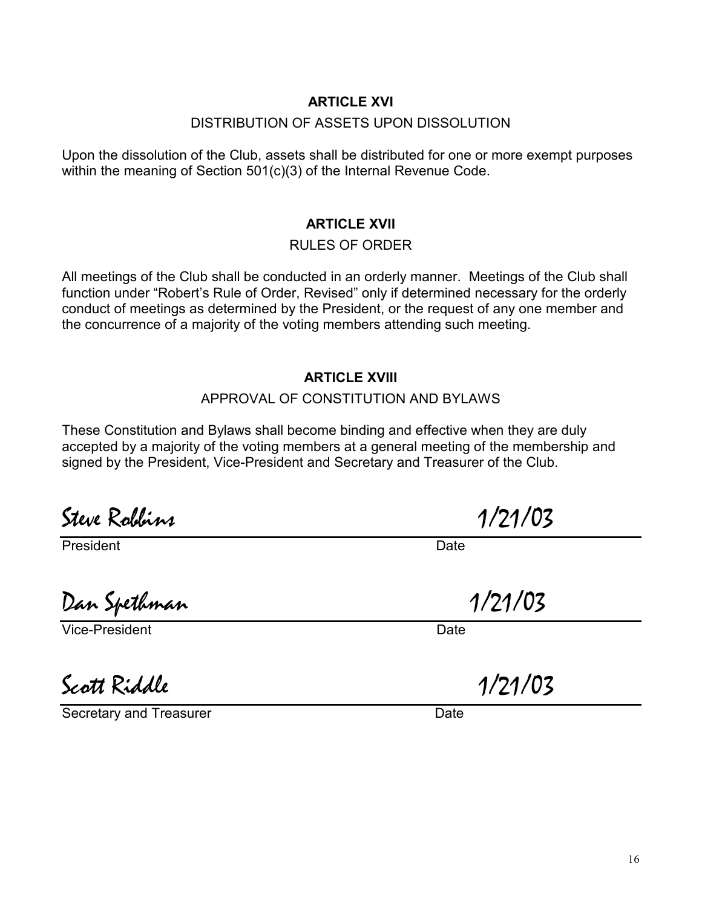## ARTICLE XVI

DISTRIBUTION OF ASSETS UPON DISSOLUTION

Upon the dissolution of the Club, assets shall be distributed for one or more exempt purposes within the meaning of Section 501(c)(3) of the Internal Revenue Code.

## ARTICLE XVII

RULES OF ORDER

All meetings of the Club shall be conducted in an orderly manner. Meetings of the Club shall function under "Robert's Rule of Order, Revised" only if determined necessary for the orderly conduct of meetings as determined by the President, or the request of any one member and the concurrence of a majority of the voting members attending such meeting.

## ARTICLE XVIII

APPROVAL OF CONSTITUTION AND BYLAWS

These Constitution and Bylaws shall become binding and effective when they are duly accepted by a majority of the voting members at a general meeting of the membership and signed by the President, Vice-President and Secretary and Treasurer of the Club.

Steve Robbins — 1/21/03

President — Date

Dan Spethman — 1/21/03

Vice-President — Date

Scott Riddle — 1/21/03

Secretary and Treasurer — Date